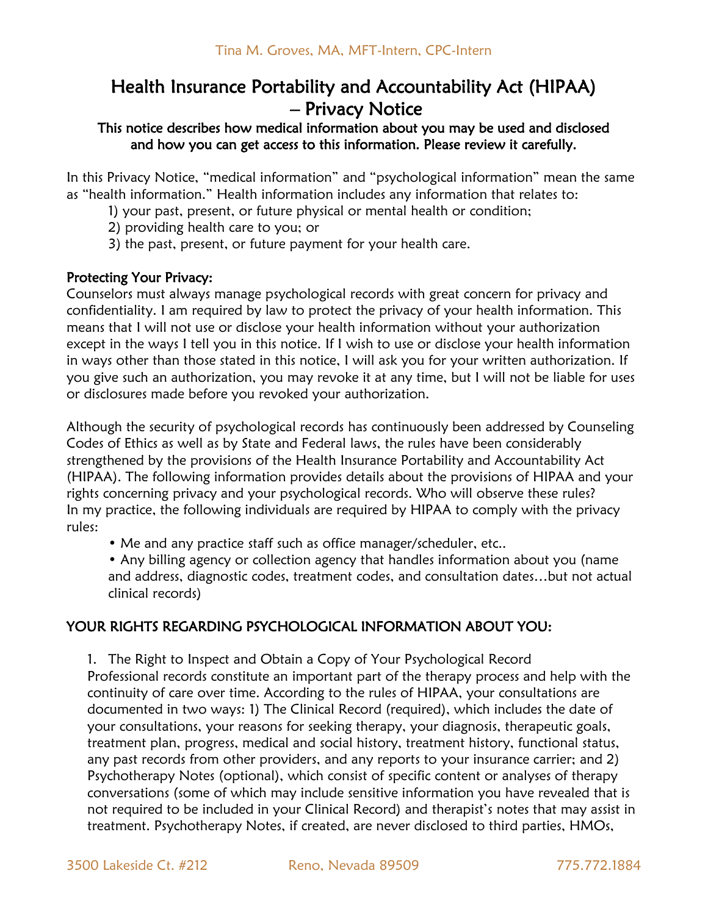Tina M. Groves, MA, MFT-Intern, CPC-Intern

# Health Insurance Portability and Accountability Act (HIPAA) – Privacy Notice

**This notice describes how medical information about you may be used and disclosed and how you can get access to this information. Please review it carefully.**

In this Privacy Notice, "medical information" and "psychological information" mean the same as "health information." Health information includes any information that relates to:

1) your past, present, or future physical or mental health or condition;
2) providing health care to you; or
3) the past, present, or future payment for your health care.

## Protecting Your Privacy:

Counselors must always manage psychological records with great concern for privacy and confidentiality. I am required by law to protect the privacy of your health information. This means that I will not use or disclose your health information without your authorization except in the ways I tell you in this notice. If I wish to use or disclose your health information in ways other than those stated in this notice, I will ask you for your written authorization. If you give such an authorization, you may revoke it at any time, but I will not be liable for uses or disclosures made before you revoked your authorization.

Although the security of psychological records has continuously been addressed by Counseling Codes of Ethics as well as by State and Federal laws, the rules have been considerably strengthened by the provisions of the Health Insurance Portability and Accountability Act (HIPAA). The following information provides details about the provisions of HIPAA and your rights concerning privacy and your psychological records. Who will observe these rules? In my practice, the following individuals are required by HIPAA to comply with the privacy rules:

- Me and any practice staff such as office manager/scheduler, etc..
- Any billing agency or collection agency that handles information about you (name and address, diagnostic codes, treatment codes, and consultation dates…but not actual clinical records)

## YOUR RIGHTS REGARDING PSYCHOLOGICAL INFORMATION ABOUT YOU:

1. The Right to Inspect and Obtain a Copy of Your Psychological Record

Professional records constitute an important part of the therapy process and help with the continuity of care over time. According to the rules of HIPAA, your consultations are documented in two ways: 1) The Clinical Record (required), which includes the date of your consultations, your reasons for seeking therapy, your diagnosis, therapeutic goals, treatment plan, progress, medical and social history, treatment history, functional status, any past records from other providers, and any reports to your insurance carrier; and 2) Psychotherapy Notes (optional), which consist of specific content or analyses of therapy conversations (some of which may include sensitive information you have revealed that is not required to be included in your Clinical Record) and therapist's notes that may assist in treatment. Psychotherapy Notes, if created, are never disclosed to third parties, HMOs,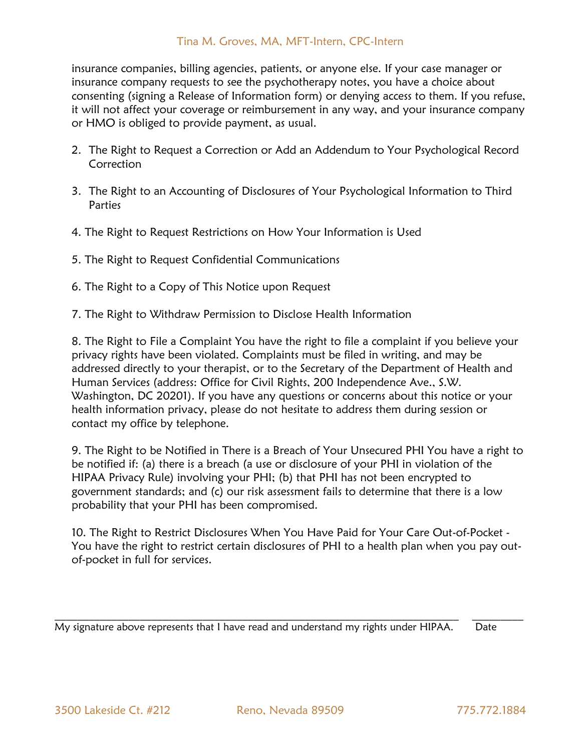insurance companies, billing agencies, patients, or anyone else. If your case manager or insurance company requests to see the psychotherapy notes, you have a choice about consenting (signing a Release of Information form) or denying access to them. If you refuse, it will not affect your coverage or reimbursement in any way, and your insurance company or HMO is obliged to provide payment, as usual.

2. The Right to Request a Correction or Add an Addendum to Your Psychological Record Correction

3. The Right to an Accounting of Disclosures of Your Psychological Information to Third Parties

4. The Right to Request Restrictions on How Your Information is Used

5. The Right to Request Confidential Communications

6. The Right to a Copy of This Notice upon Request

7. The Right to Withdraw Permission to Disclose Health Information

8. The Right to File a Complaint You have the right to file a complaint if you believe your privacy rights have been violated. Complaints must be filed in writing, and may be addressed directly to your therapist, or to the Secretary of the Department of Health and Human Services (address: Office for Civil Rights, 200 Independence Ave., S.W. Washington, DC 20201). If you have any questions or concerns about this notice or your health information privacy, please do not hesitate to address them during session or contact my office by telephone.

9. The Right to be Notified in There is a Breach of Your Unsecured PHI You have a right to be notified if: (a) there is a breach (a use or disclosure of your PHI in violation of the HIPAA Privacy Rule) involving your PHI; (b) that PHI has not been encrypted to government standards; and (c) our risk assessment fails to determine that there is a low probability that your PHI has been compromised.

10. The Right to Restrict Disclosures When You Have Paid for Your Care Out-of-Pocket - You have the right to restrict certain disclosures of PHI to a health plan when you pay out-of-pocket in full for services.

\_\_\_\_\_\_\_\_\_\_\_\_\_\_\_\_\_\_\_\_\_\_\_\_\_\_\_\_\_\_\_\_\_\_\_\_\_\_\_\_\_\_\_\_\_\_\_\_\_\_\_\_\_\_\_\_\_\_\_\_ \_\_\_\_\_\_\_\_\_

My signature above represents that I have read and understand my rights under HIPAA. Date